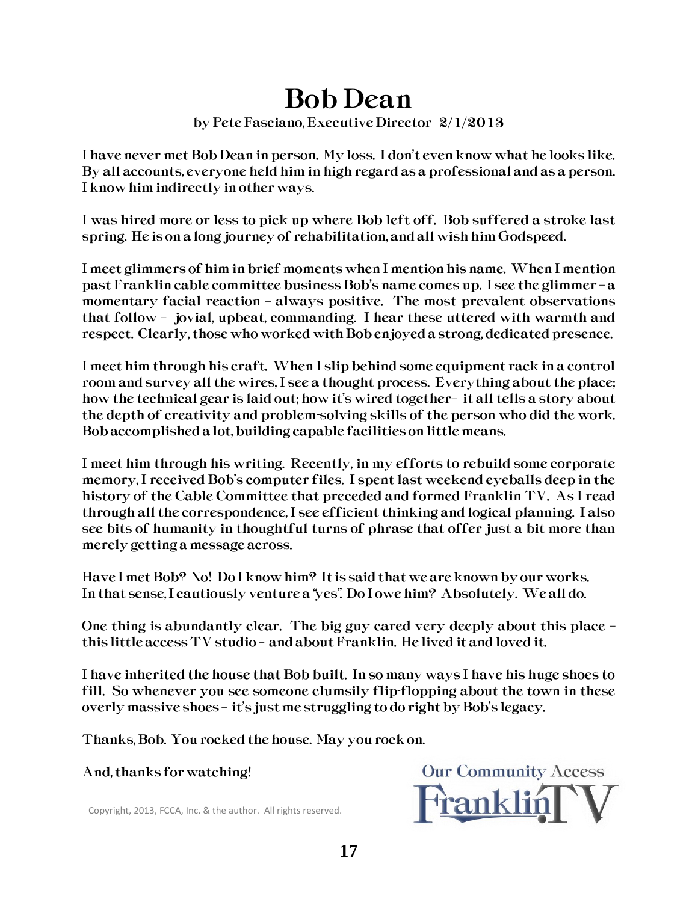# Bob Dean

by Pete Fasciano, Executive Director 2/1/2013

I have never met Bob Dean in person. My loss. I don't even know what he looks like. By all accounts, everyone held him in high regard as a professional and as a person. I know him indirectly in other ways.

I was hired more or less to pick up where Bob left off. Bob suffered a stroke last spring. He is on a long journey of rehabilitation, and all wish him Godspeed.

I meet glimmers of him in brief moments when I mention his name. When I mention past Franklin cable committee business Bob's name comes up. I see the glimmer – a momentary facial reaction – always positive. The most prevalent observations that follow – jovial, upbeat, commanding. I hear these uttered with warmth and respect. Clearly, those who worked with Bob enjoyed a strong, dedicated presence.

I meet him through his craft. When I slip behind some equipment rack in a control room and survey all the wires, I see a thought process. Everything about the place; how the technical gear is laid out; how it's wired together– it all tells a story about the depth of creativity and problem-solving skills of the person who did the work. Bob accomplished a lot, building capable facilities on little means.

I meet him through his writing. Recently, in my efforts to rebuild some corporate memory, I received Bob's computer files. I spent last weekend eyeballs deep in the history of the Cable Committee that preceded and formed Franklin TV. As I read through all the correspondence, I see efficient thinking and logical planning. I also see bits of humanity in thoughtful turns of phrase that offer just a bit more than merely getting a message across.

Have I met Bob? No! Do I know him? It is said that we are known by our works. In that sense, I cautiously venture a "yes". Do I owe him? Absolutely. We all do.

One thing is abundantly clear. The big guy cared very deeply about this place – this little access TV studio – and about Franklin. He lived it and loved it.

I have inherited the house that Bob built. In so many ways I have his huge shoes to fill. So whenever you see someone clumsily flip-flopping about the town in these overly massive shoes – it's just me struggling to do right by Bob's legacy.

Thanks, Bob. You rocked the house. May you rock on.

And, thanks for watching!

Copyright, 2013, FCCA, Inc. & the author. All rights reserved.

Our Community Access Franklin TV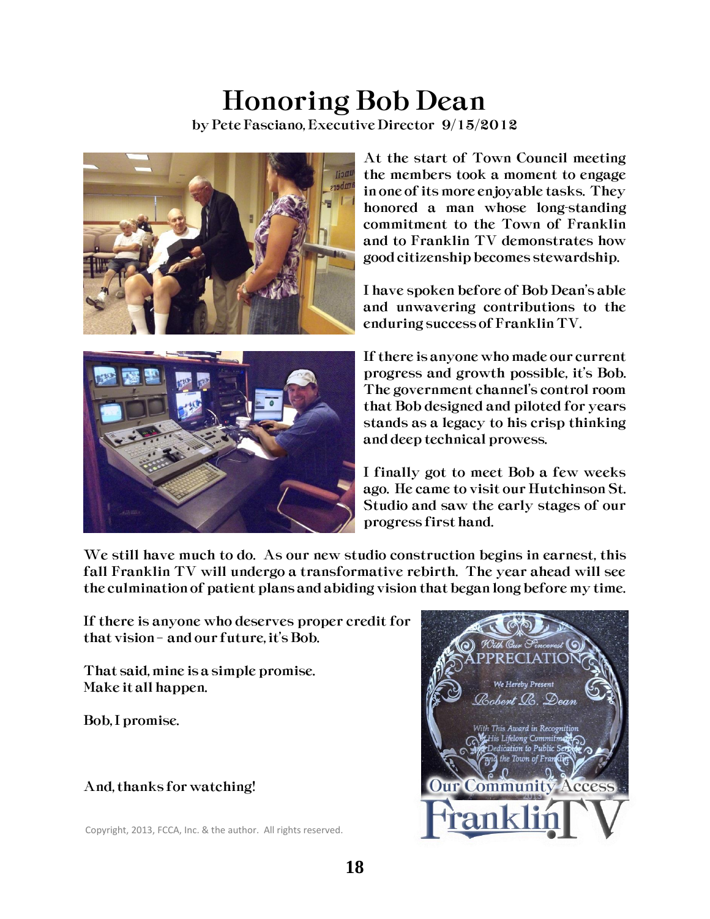# Honoring Bob Dean

by Pete Fasciano, Executive Director 9/15/2012

At the start of Town Council meeting the members took a moment to engage in one of its more enjoyable tasks. They honored a man whose long-standing commitment to the Town of Franklin and to Franklin TV demonstrates how good citizenship becomes stewardship.

I have spoken before of Bob Dean's able and unwavering contributions to the enduring success of Franklin TV.

If there is anyone who made our current progress and growth possible, it's Bob. The government channel's control room that Bob designed and piloted for years stands as a legacy to his crisp thinking and deep technical prowess.

I finally got to meet Bob a few weeks ago. He came to visit our Hutchinson St. Studio and saw the early stages of our progress first hand.

We still have much to do. As our new studio construction begins in earnest, this fall Franklin TV will undergo a transformative rebirth. The year ahead will see the culmination of patient plans and abiding vision that began long before my time.

If there is anyone who deserves proper credit for that vision – and our future, it's Bob.

That said, mine is a simple promise.
Make it all happen.

Bob, I promise.

And, thanks for watching!

Copyright, 2013, FCCA, Inc. & the author. All rights reserved.